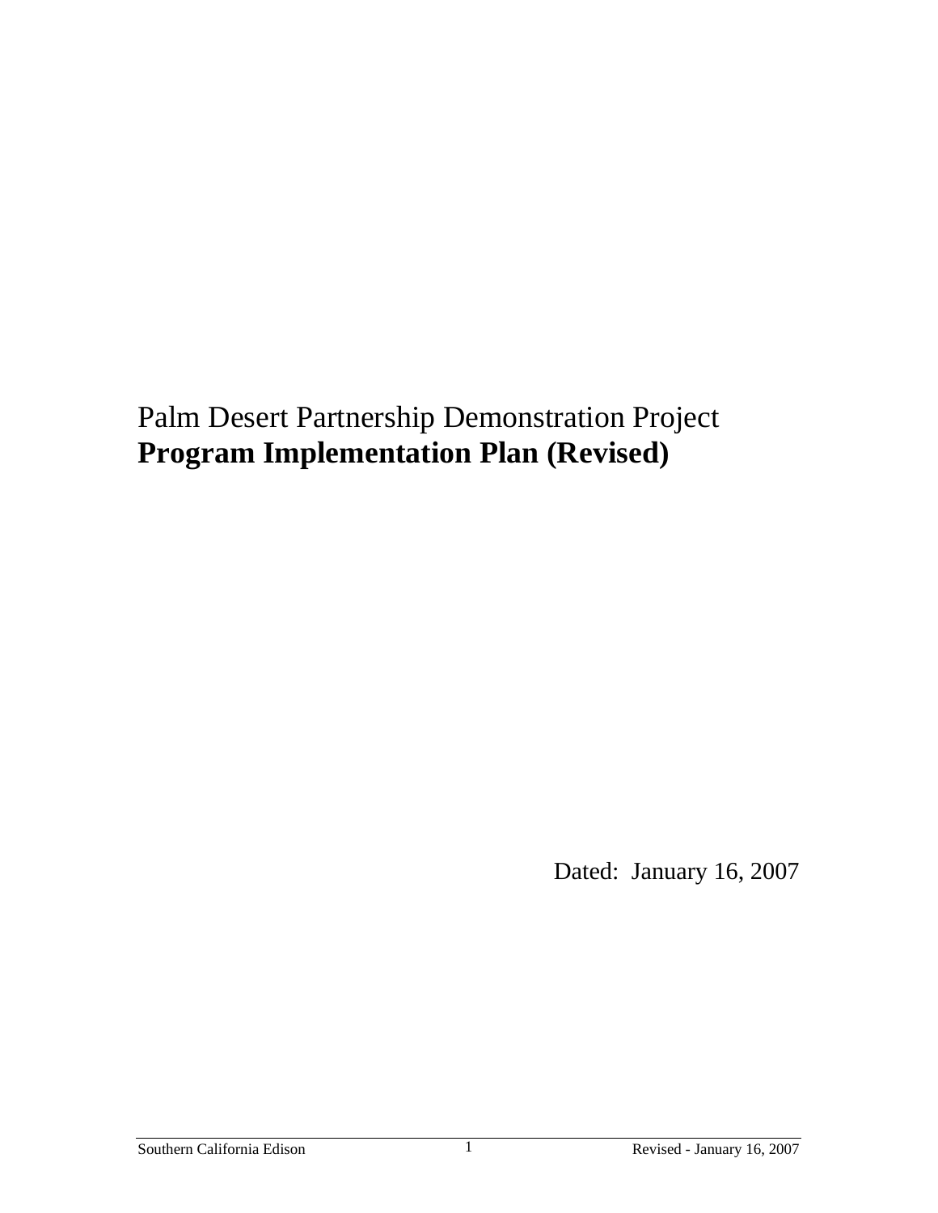# Palm Desert Partnership Demonstration Project
**Program Implementation Plan (Revised)**

Dated: January 16, 2007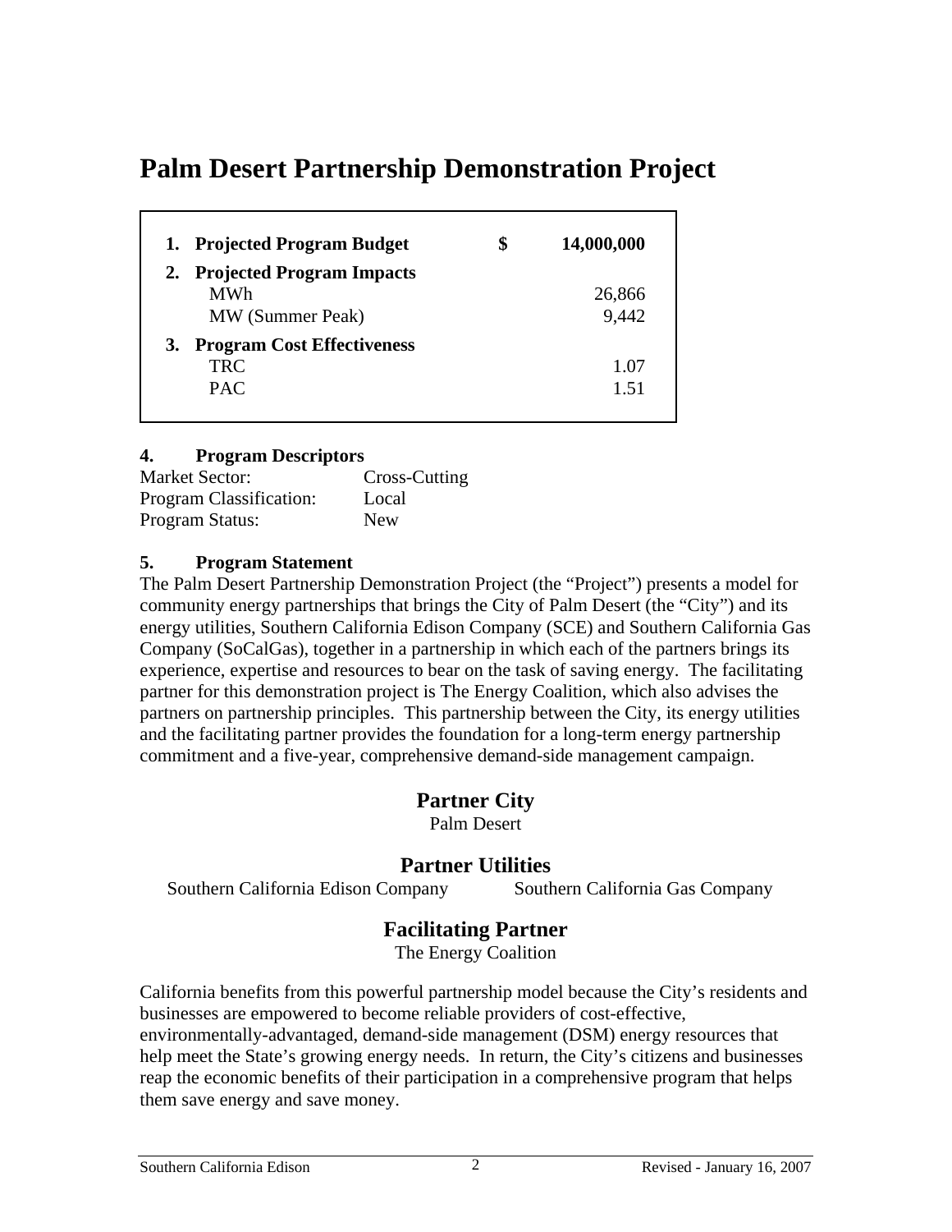# Palm Desert Partnership Demonstration Project

| | | |
|---|---|---|
| **1. Projected Program Budget** | **$** | **14,000,000** |
| **2. Projected Program Impacts** | | |
| MWh | | 26,866 |
| MW (Summer Peak) | | 9,442 |
| **3. Program Cost Effectiveness** | | |
| TRC | | 1.07 |
| PAC | | 1.51 |

**4. Program Descriptors**

Market Sector: Cross-Cutting
Program Classification: Local
Program Status: New

**5. Program Statement**

The Palm Desert Partnership Demonstration Project (the "Project") presents a model for community energy partnerships that brings the City of Palm Desert (the "City") and its energy utilities, Southern California Edison Company (SCE) and Southern California Gas Company (SoCalGas), together in a partnership in which each of the partners brings its experience, expertise and resources to bear on the task of saving energy. The facilitating partner for this demonstration project is The Energy Coalition, which also advises the partners on partnership principles. This partnership between the City, its energy utilities and the facilitating partner provides the foundation for a long-term energy partnership commitment and a five-year, comprehensive demand-side management campaign.

## Partner City

Palm Desert

## Partner Utilities

Southern California Edison Company    Southern California Gas Company

## Facilitating Partner

The Energy Coalition

California benefits from this powerful partnership model because the City's residents and businesses are empowered to become reliable providers of cost-effective, environmentally-advantaged, demand-side management (DSM) energy resources that help meet the State's growing energy needs. In return, the City's citizens and businesses reap the economic benefits of their participation in a comprehensive program that helps them save energy and save money.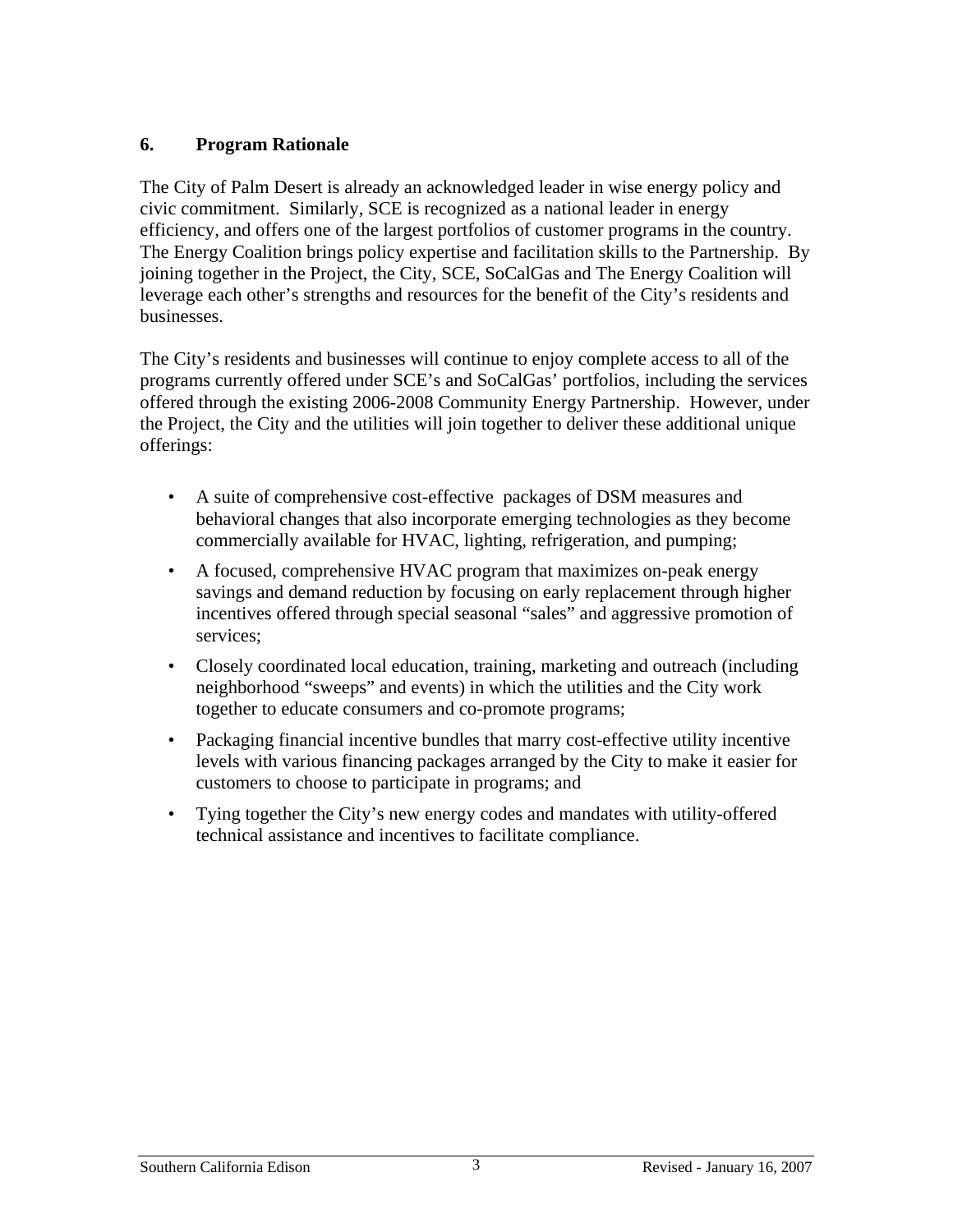## 6. Program Rationale

The City of Palm Desert is already an acknowledged leader in wise energy policy and civic commitment. Similarly, SCE is recognized as a national leader in energy efficiency, and offers one of the largest portfolios of customer programs in the country. The Energy Coalition brings policy expertise and facilitation skills to the Partnership. By joining together in the Project, the City, SCE, SoCalGas and The Energy Coalition will leverage each other's strengths and resources for the benefit of the City's residents and businesses.

The City's residents and businesses will continue to enjoy complete access to all of the programs currently offered under SCE's and SoCalGas' portfolios, including the services offered through the existing 2006-2008 Community Energy Partnership. However, under the Project, the City and the utilities will join together to deliver these additional unique offerings:

- A suite of comprehensive cost-effective packages of DSM measures and behavioral changes that also incorporate emerging technologies as they become commercially available for HVAC, lighting, refrigeration, and pumping;
- A focused, comprehensive HVAC program that maximizes on-peak energy savings and demand reduction by focusing on early replacement through higher incentives offered through special seasonal "sales" and aggressive promotion of services;
- Closely coordinated local education, training, marketing and outreach (including neighborhood "sweeps" and events) in which the utilities and the City work together to educate consumers and co-promote programs;
- Packaging financial incentive bundles that marry cost-effective utility incentive levels with various financing packages arranged by the City to make it easier for customers to choose to participate in programs; and
- Tying together the City's new energy codes and mandates with utility-offered technical assistance and incentives to facilitate compliance.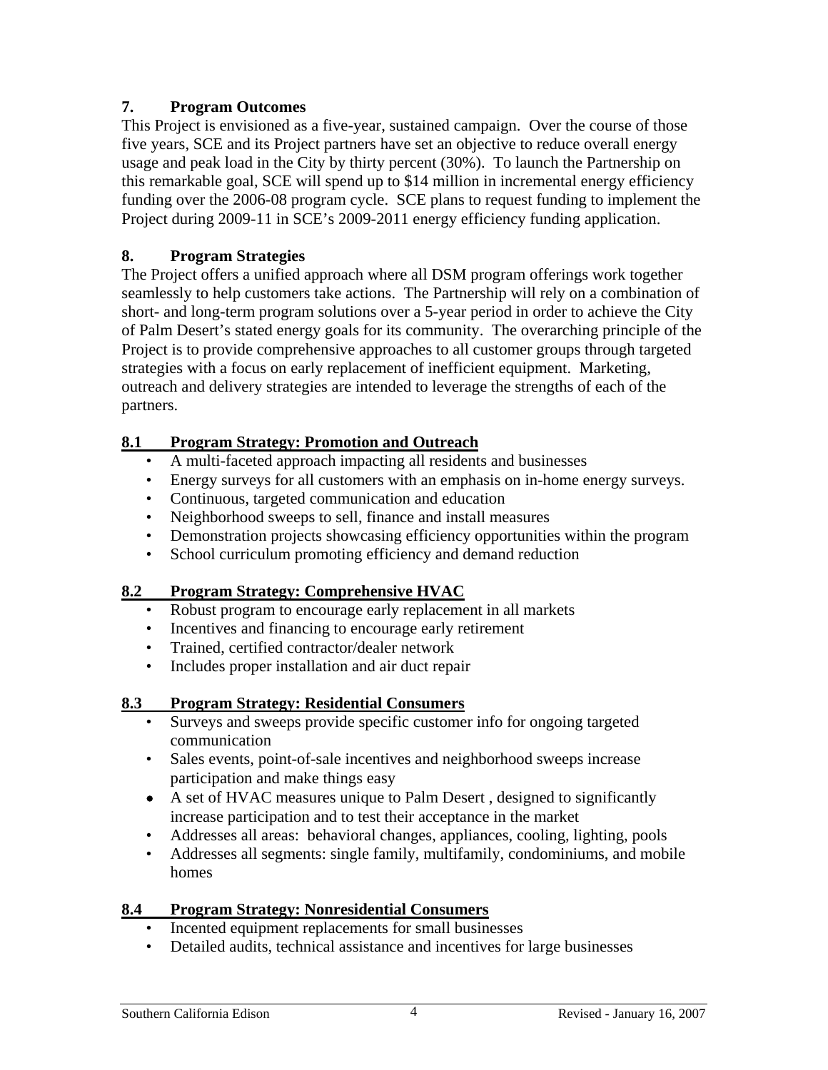## 7. Program Outcomes

This Project is envisioned as a five-year, sustained campaign. Over the course of those five years, SCE and its Project partners have set an objective to reduce overall energy usage and peak load in the City by thirty percent (30%). To launch the Partnership on this remarkable goal, SCE will spend up to $14 million in incremental energy efficiency funding over the 2006-08 program cycle. SCE plans to request funding to implement the Project during 2009-11 in SCE's 2009-2011 energy efficiency funding application.

## 8. Program Strategies

The Project offers a unified approach where all DSM program offerings work together seamlessly to help customers take actions. The Partnership will rely on a combination of short- and long-term program solutions over a 5-year period in order to achieve the City of Palm Desert's stated energy goals for its community. The overarching principle of the Project is to provide comprehensive approaches to all customer groups through targeted strategies with a focus on early replacement of inefficient equipment. Marketing, outreach and delivery strategies are intended to leverage the strengths of each of the partners.

### 8.1 Program Strategy: Promotion and Outreach

- A multi-faceted approach impacting all residents and businesses
- Energy surveys for all customers with an emphasis on in-home energy surveys.
- Continuous, targeted communication and education
- Neighborhood sweeps to sell, finance and install measures
- Demonstration projects showcasing efficiency opportunities within the program
- School curriculum promoting efficiency and demand reduction

### 8.2 Program Strategy: Comprehensive HVAC

- Robust program to encourage early replacement in all markets
- Incentives and financing to encourage early retirement
- Trained, certified contractor/dealer network
- Includes proper installation and air duct repair

### 8.3 Program Strategy: Residential Consumers

- Surveys and sweeps provide specific customer info for ongoing targeted communication
- Sales events, point-of-sale incentives and neighborhood sweeps increase participation and make things easy
- A set of HVAC measures unique to Palm Desert , designed to significantly increase participation and to test their acceptance in the market
- Addresses all areas: behavioral changes, appliances, cooling, lighting, pools
- Addresses all segments: single family, multifamily, condominiums, and mobile homes

### 8.4 Program Strategy: Nonresidential Consumers

- Incented equipment replacements for small businesses
- Detailed audits, technical assistance and incentives for large businesses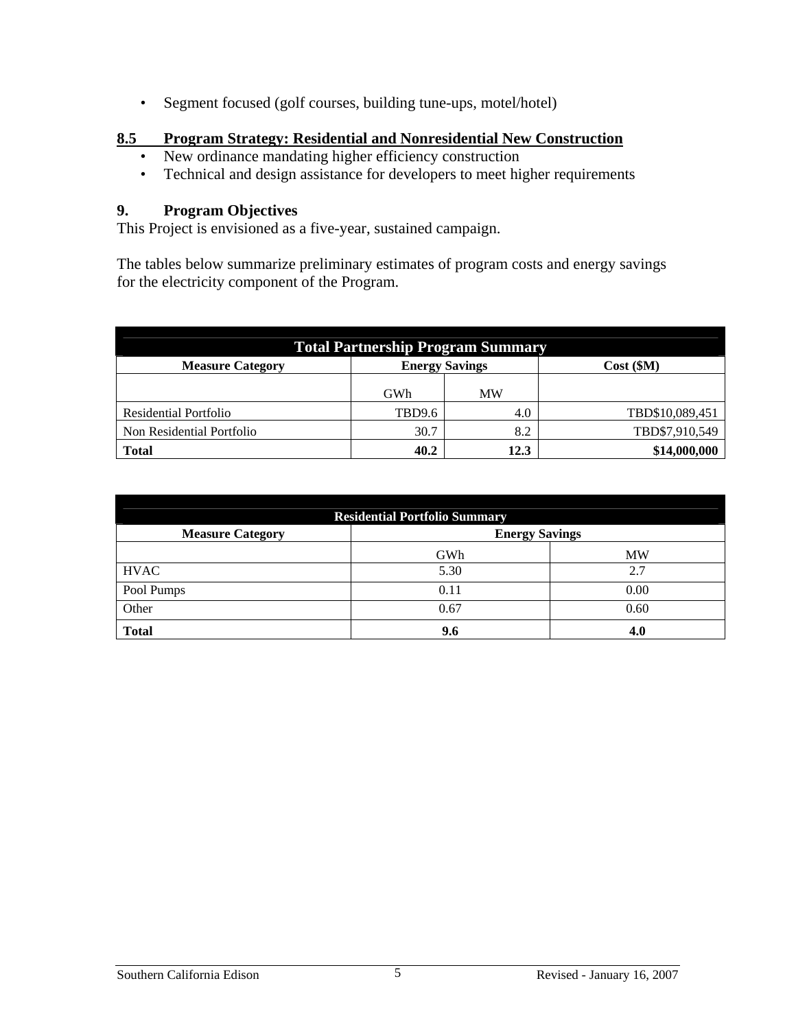- Segment focused (golf courses, building tune-ups, motel/hotel)

## 8.5 Program Strategy: Residential and Nonresidential New Construction

- New ordinance mandating higher efficiency construction
- Technical and design assistance for developers to meet higher requirements

## 9. Program Objectives

This Project is envisioned as a five-year, sustained campaign.

The tables below summarize preliminary estimates of program costs and energy savings for the electricity component of the Program.

| Total Partnership Program Summary | | | |
|---|---|---|---|
| **Measure Category** | **Energy Savings** | | **Cost ($M)** |
| | GWh | MW | |
| Residential Portfolio | TBD9.6 | 4.0 | TBD$10,089,451 |
| Non Residential Portfolio | 30.7 | 8.2 | TBD$7,910,549 |
| **Total** | **40.2** | **12.3** | **$14,000,000** |

| Residential Portfolio Summary | | |
|---|---|---|
| **Measure Category** | **Energy Savings** | |
| | GWh | MW |
| HVAC | 5.30 | 2.7 |
| Pool Pumps | 0.11 | 0.00 |
| Other | 0.67 | 0.60 |
| **Total** | **9.6** | **4.0** |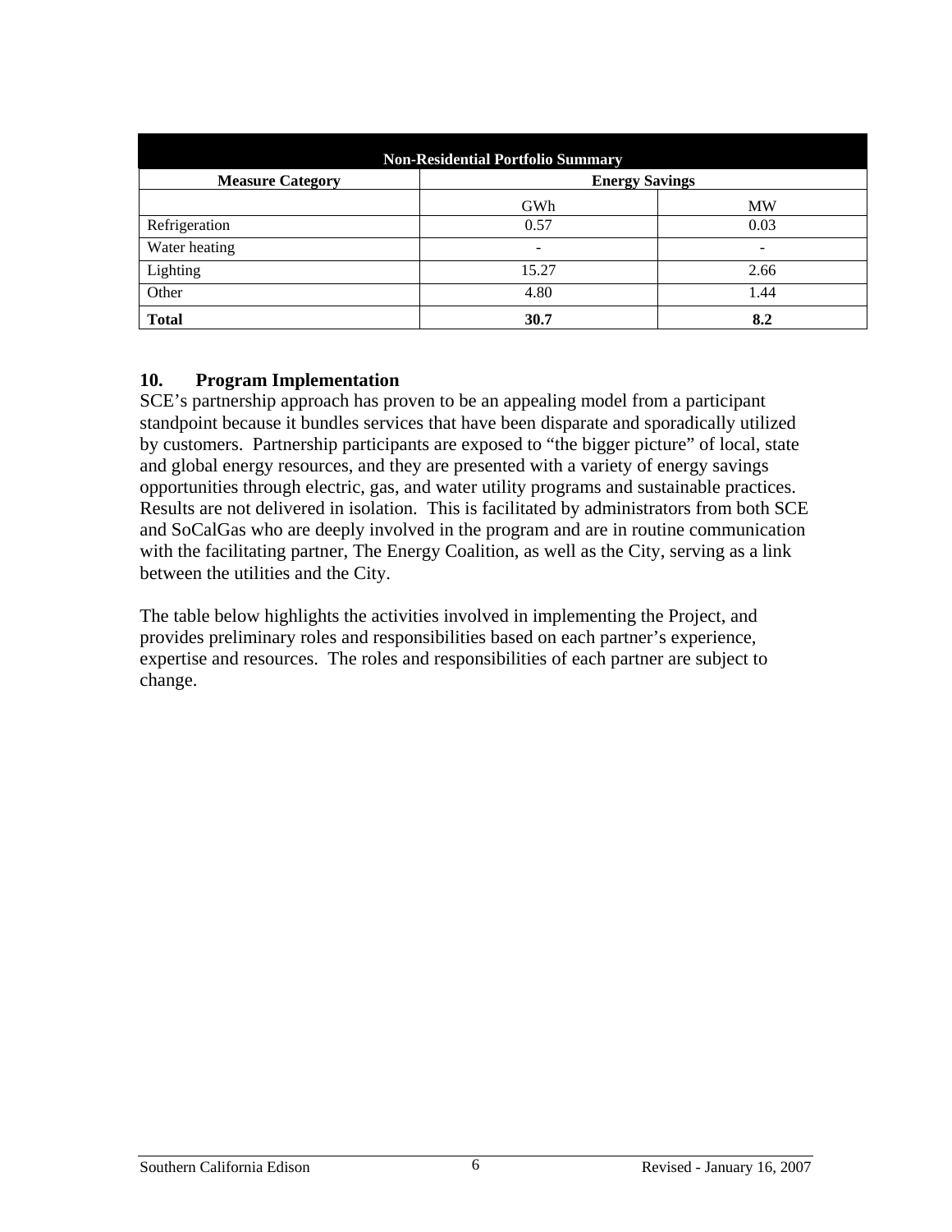| Non-Residential Portfolio Summary | | |
| --- | --- | --- |
| **Measure Category** | **Energy Savings** | |
| | GWh | MW |
| Refrigeration | 0.57 | 0.03 |
| Water heating | - | - |
| Lighting | 15.27 | 2.66 |
| Other | 4.80 | 1.44 |
| **Total** | **30.7** | **8.2** |

## 10. Program Implementation

SCE's partnership approach has proven to be an appealing model from a participant standpoint because it bundles services that have been disparate and sporadically utilized by customers. Partnership participants are exposed to "the bigger picture" of local, state and global energy resources, and they are presented with a variety of energy savings opportunities through electric, gas, and water utility programs and sustainable practices. Results are not delivered in isolation. This is facilitated by administrators from both SCE and SoCalGas who are deeply involved in the program and are in routine communication with the facilitating partner, The Energy Coalition, as well as the City, serving as a link between the utilities and the City.

The table below highlights the activities involved in implementing the Project, and provides preliminary roles and responsibilities based on each partner's experience, expertise and resources. The roles and responsibilities of each partner are subject to change.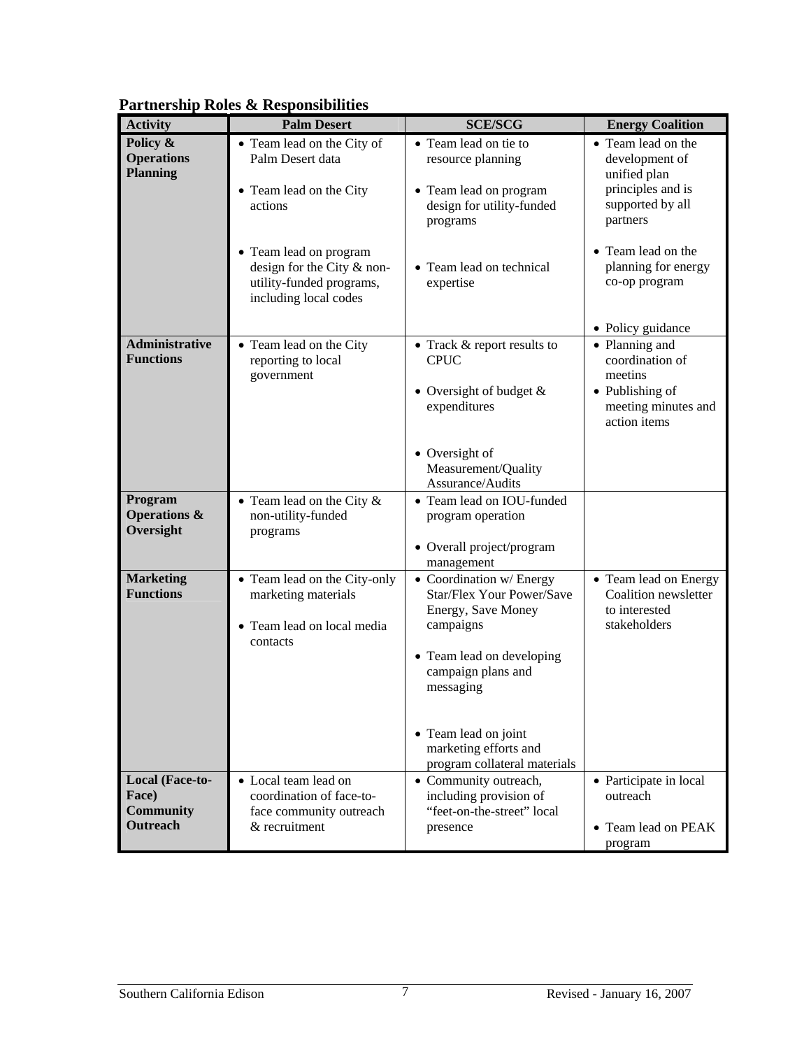## Partnership Roles & Responsibilities

| Activity | Palm Desert | SCE/SCG | Energy Coalition |
|---|---|---|---|
| **Policy & Operations Planning** | • Team lead on the City of Palm Desert data<br>• Team lead on the City actions<br>• Team lead on program design for the City & non-utility-funded programs, including local codes | • Team lead on tie to resource planning<br>• Team lead on program design for utility-funded programs<br>• Team lead on technical expertise | • Team lead on the development of unified plan principles and is supported by all partners<br>• Team lead on the planning for energy co-op program<br>• Policy guidance |
| **Administrative Functions** | • Team lead on the City reporting to local government | • Track & report results to CPUC<br>• Oversight of budget & expenditures<br>• Oversight of Measurement/Quality Assurance/Audits | • Planning and coordination of meetins<br>• Publishing of meeting minutes and action items |
| **Program Operations & Oversight** | • Team lead on the City & non-utility-funded programs | • Team lead on IOU-funded program operation<br>• Overall project/program management | |
| **Marketing Functions** | • Team lead on the City-only marketing materials<br>• Team lead on local media contacts | • Coordination w/ Energy Star/Flex Your Power/Save Energy, Save Money campaigns<br>• Team lead on developing campaign plans and messaging<br>• Team lead on joint marketing efforts and program collateral materials | • Team lead on Energy Coalition newsletter to interested stakeholders |
| **Local (Face-to-Face) Community Outreach** | • Local team lead on coordination of face-to-face community outreach & recruitment | • Community outreach, including provision of "feet-on-the-street" local presence | • Participate in local outreach<br>• Team lead on PEAK program |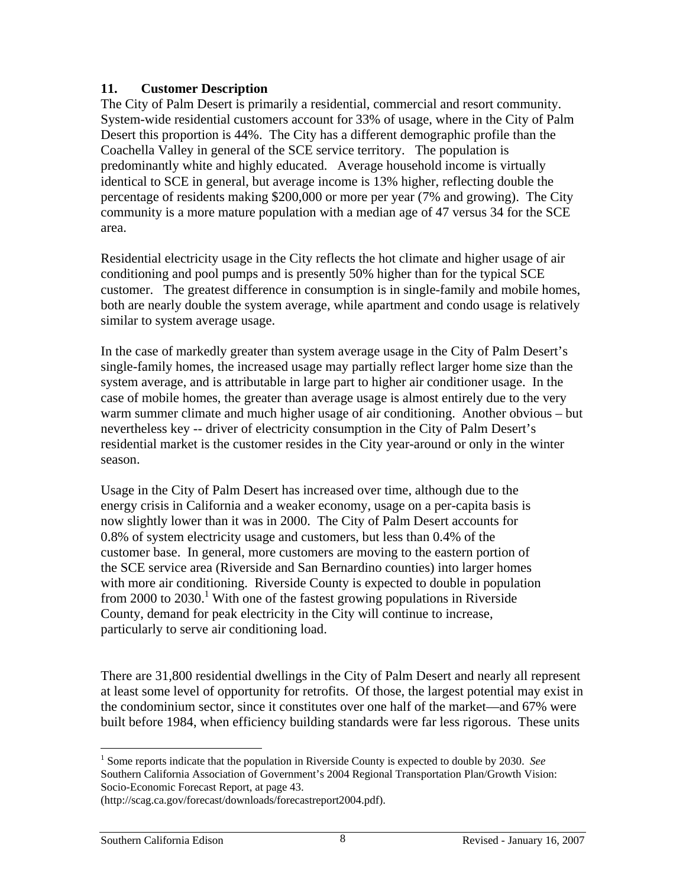## 11. Customer Description

The City of Palm Desert is primarily a residential, commercial and resort community. System-wide residential customers account for 33% of usage, where in the City of Palm Desert this proportion is 44%. The City has a different demographic profile than the Coachella Valley in general of the SCE service territory. The population is predominantly white and highly educated. Average household income is virtually identical to SCE in general, but average income is 13% higher, reflecting double the percentage of residents making $200,000 or more per year (7% and growing). The City community is a more mature population with a median age of 47 versus 34 for the SCE area.

Residential electricity usage in the City reflects the hot climate and higher usage of air conditioning and pool pumps and is presently 50% higher than for the typical SCE customer. The greatest difference in consumption is in single-family and mobile homes, both are nearly double the system average, while apartment and condo usage is relatively similar to system average usage.

In the case of markedly greater than system average usage in the City of Palm Desert's single-family homes, the increased usage may partially reflect larger home size than the system average, and is attributable in large part to higher air conditioner usage. In the case of mobile homes, the greater than average usage is almost entirely due to the very warm summer climate and much higher usage of air conditioning. Another obvious – but nevertheless key -- driver of electricity consumption in the City of Palm Desert's residential market is the customer resides in the City year-around or only in the winter season.

Usage in the City of Palm Desert has increased over time, although due to the energy crisis in California and a weaker economy, usage on a per-capita basis is now slightly lower than it was in 2000. The City of Palm Desert accounts for 0.8% of system electricity usage and customers, but less than 0.4% of the customer base. In general, more customers are moving to the eastern portion of the SCE service area (Riverside and San Bernardino counties) into larger homes with more air conditioning. Riverside County is expected to double in population from 2000 to 2030.[1] With one of the fastest growing populations in Riverside County, demand for peak electricity in the City will continue to increase, particularly to serve air conditioning load.

There are 31,800 residential dwellings in the City of Palm Desert and nearly all represent at least some level of opportunity for retrofits. Of those, the largest potential may exist in the condominium sector, since it constitutes over one half of the market—and 67% were built before 1984, when efficiency building standards were far less rigorous. These units

---

[1] Some reports indicate that the population in Riverside County is expected to double by 2030. *See* Southern California Association of Government's 2004 Regional Transportation Plan/Growth Vision: Socio-Economic Forecast Report, at page 43. (http://scag.ca.gov/forecast/downloads/forecastreport2004.pdf).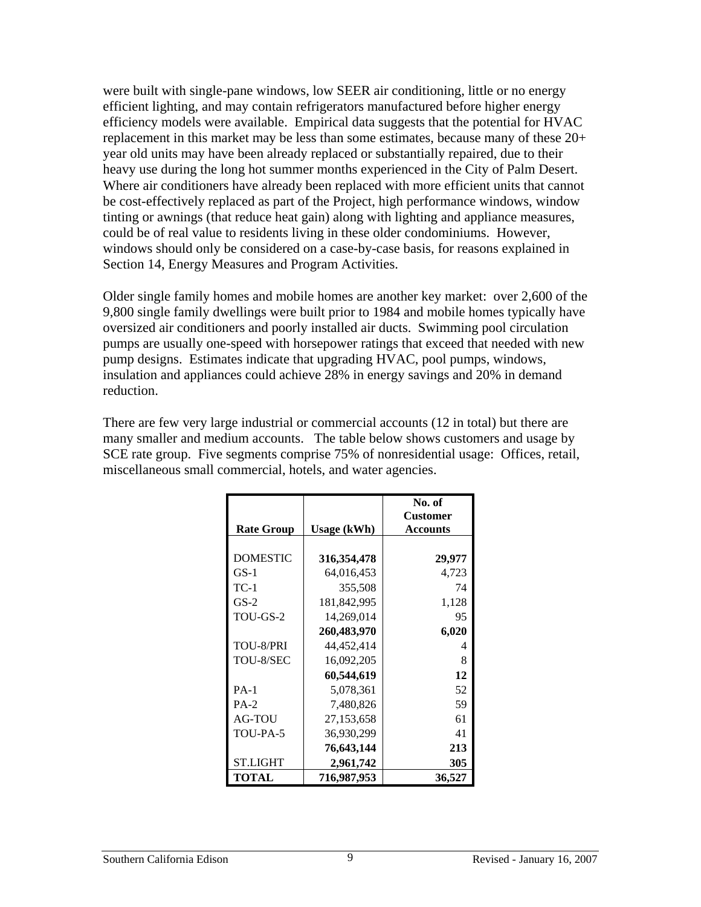were built with single-pane windows, low SEER air conditioning, little or no energy efficient lighting, and may contain refrigerators manufactured before higher energy efficiency models were available. Empirical data suggests that the potential for HVAC replacement in this market may be less than some estimates, because many of these 20+ year old units may have been already replaced or substantially repaired, due to their heavy use during the long hot summer months experienced in the City of Palm Desert. Where air conditioners have already been replaced with more efficient units that cannot be cost-effectively replaced as part of the Project, high performance windows, window tinting or awnings (that reduce heat gain) along with lighting and appliance measures, could be of real value to residents living in these older condominiums. However, windows should only be considered on a case-by-case basis, for reasons explained in Section 14, Energy Measures and Program Activities.

Older single family homes and mobile homes are another key market: over 2,600 of the 9,800 single family dwellings were built prior to 1984 and mobile homes typically have oversized air conditioners and poorly installed air ducts. Swimming pool circulation pumps are usually one-speed with horsepower ratings that exceed that needed with new pump designs. Estimates indicate that upgrading HVAC, pool pumps, windows, insulation and appliances could achieve 28% in energy savings and 20% in demand reduction.

There are few very large industrial or commercial accounts (12 in total) but there are many smaller and medium accounts. The table below shows customers and usage by SCE rate group. Five segments comprise 75% of nonresidential usage: Offices, retail, miscellaneous small commercial, hotels, and water agencies.

| Rate Group | Usage (kWh) | No. of Customer Accounts |
|---|---:|---:|
| DOMESTIC | **316,354,478** | **29,977** |
| GS-1 | 64,016,453 | 4,723 |
| TC-1 | 355,508 | 74 |
| GS-2 | 181,842,995 | 1,128 |
| TOU-GS-2 | 14,269,014 | 95 |
| | **260,483,970** | **6,020** |
| TOU-8/PRI | 44,452,414 | 4 |
| TOU-8/SEC | 16,092,205 | 8 |
| | **60,544,619** | **12** |
| PA-1 | 5,078,361 | 52 |
| PA-2 | 7,480,826 | 59 |
| AG-TOU | 27,153,658 | 61 |
| TOU-PA-5 | 36,930,299 | 41 |
| | **76,643,144** | **213** |
| ST.LIGHT | **2,961,742** | **305** |
| **TOTAL** | **716,987,953** | **36,527** |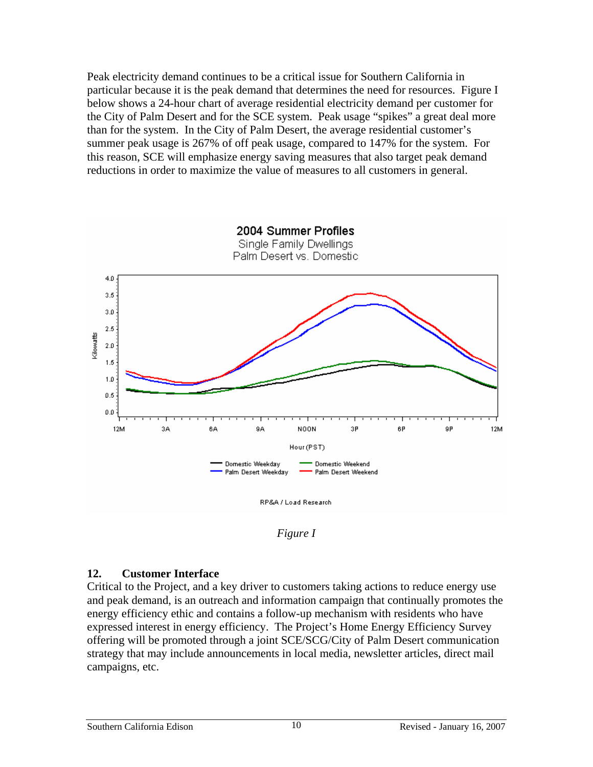Peak electricity demand continues to be a critical issue for Southern California in particular because it is the peak demand that determines the need for resources. Figure I below shows a 24-hour chart of average residential electricity demand per customer for the City of Palm Desert and for the SCE system. Peak usage "spikes" a great deal more than for the system. In the City of Palm Desert, the average residential customer's summer peak usage is 267% of off peak usage, compared to 147% for the system. For this reason, SCE will emphasize energy saving measures that also target peak demand reductions in order to maximize the value of measures to all customers in general.

*Figure I*

## 12. Customer Interface

Critical to the Project, and a key driver to customers taking actions to reduce energy use and peak demand, is an outreach and information campaign that continually promotes the energy efficiency ethic and contains a follow-up mechanism with residents who have expressed interest in energy efficiency. The Project's Home Energy Efficiency Survey offering will be promoted through a joint SCE/SCG/City of Palm Desert communication strategy that may include announcements in local media, newsletter articles, direct mail campaigns, etc.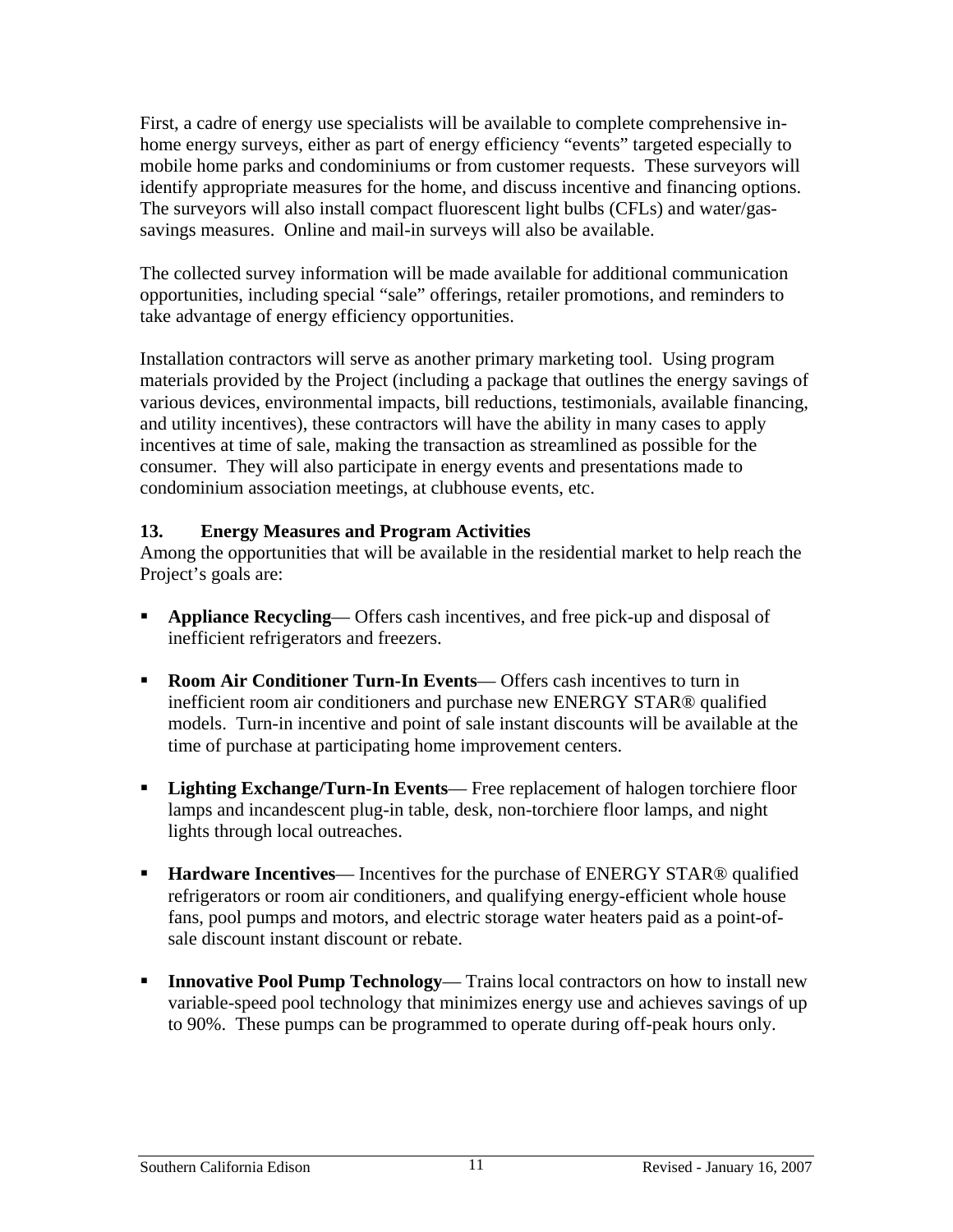First, a cadre of energy use specialists will be available to complete comprehensive in-home energy surveys, either as part of energy efficiency "events" targeted especially to mobile home parks and condominiums or from customer requests. These surveyors will identify appropriate measures for the home, and discuss incentive and financing options. The surveyors will also install compact fluorescent light bulbs (CFLs) and water/gas-savings measures. Online and mail-in surveys will also be available.

The collected survey information will be made available for additional communication opportunities, including special "sale" offerings, retailer promotions, and reminders to take advantage of energy efficiency opportunities.

Installation contractors will serve as another primary marketing tool. Using program materials provided by the Project (including a package that outlines the energy savings of various devices, environmental impacts, bill reductions, testimonials, available financing, and utility incentives), these contractors will have the ability in many cases to apply incentives at time of sale, making the transaction as streamlined as possible for the consumer. They will also participate in energy events and presentations made to condominium association meetings, at clubhouse events, etc.

### 13. Energy Measures and Program Activities

Among the opportunities that will be available in the residential market to help reach the Project's goals are:

- **Appliance Recycling**— Offers cash incentives, and free pick-up and disposal of inefficient refrigerators and freezers.
- **Room Air Conditioner Turn-In Events**— Offers cash incentives to turn in inefficient room air conditioners and purchase new ENERGY STAR® qualified models. Turn-in incentive and point of sale instant discounts will be available at the time of purchase at participating home improvement centers.
- **Lighting Exchange/Turn-In Events**— Free replacement of halogen torchiere floor lamps and incandescent plug-in table, desk, non-torchiere floor lamps, and night lights through local outreaches.
- **Hardware Incentives**— Incentives for the purchase of ENERGY STAR® qualified refrigerators or room air conditioners, and qualifying energy-efficient whole house fans, pool pumps and motors, and electric storage water heaters paid as a point-of-sale discount instant discount or rebate.
- **Innovative Pool Pump Technology**— Trains local contractors on how to install new variable-speed pool technology that minimizes energy use and achieves savings of up to 90%. These pumps can be programmed to operate during off-peak hours only.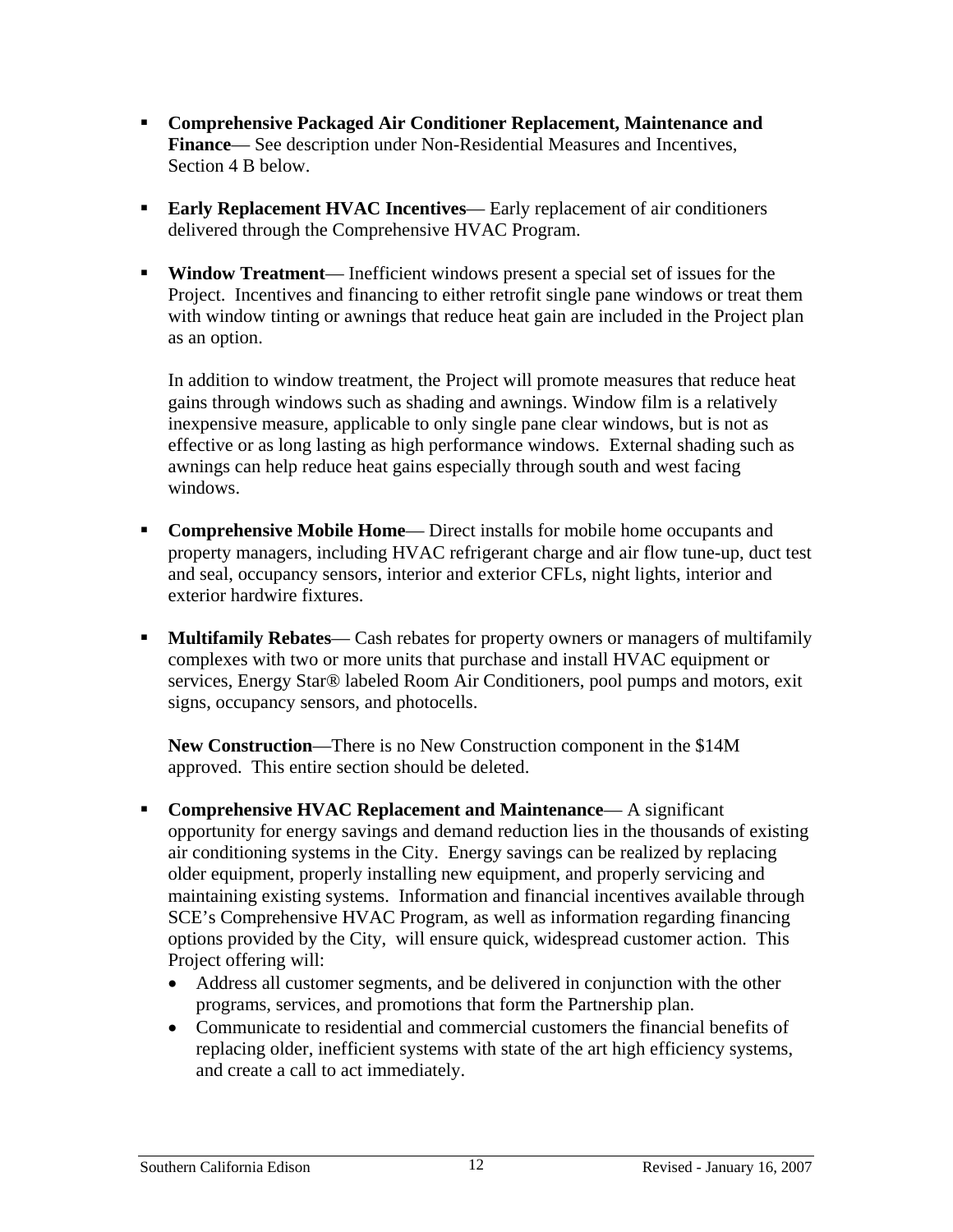- **Comprehensive Packaged Air Conditioner Replacement, Maintenance and Finance**— See description under Non-Residential Measures and Incentives, Section 4 B below.

- **Early Replacement HVAC Incentives**— Early replacement of air conditioners delivered through the Comprehensive HVAC Program.

- **Window Treatment**— Inefficient windows present a special set of issues for the Project. Incentives and financing to either retrofit single pane windows or treat them with window tinting or awnings that reduce heat gain are included in the Project plan as an option.

  In addition to window treatment, the Project will promote measures that reduce heat gains through windows such as shading and awnings. Window film is a relatively inexpensive measure, applicable to only single pane clear windows, but is not as effective or as long lasting as high performance windows. External shading such as awnings can help reduce heat gains especially through south and west facing windows.

- **Comprehensive Mobile Home**— Direct installs for mobile home occupants and property managers, including HVAC refrigerant charge and air flow tune-up, duct test and seal, occupancy sensors, interior and exterior CFLs, night lights, interior and exterior hardwire fixtures.

- **Multifamily Rebates**— Cash rebates for property owners or managers of multifamily complexes with two or more units that purchase and install HVAC equipment or services, Energy Star® labeled Room Air Conditioners, pool pumps and motors, exit signs, occupancy sensors, and photocells.

  **New Construction**—There is no New Construction component in the $14M approved. This entire section should be deleted.

- **Comprehensive HVAC Replacement and Maintenance**— A significant opportunity for energy savings and demand reduction lies in the thousands of existing air conditioning systems in the City. Energy savings can be realized by replacing older equipment, properly installing new equipment, and properly servicing and maintaining existing systems. Information and financial incentives available through SCE's Comprehensive HVAC Program, as well as information regarding financing options provided by the City, will ensure quick, widespread customer action. This Project offering will:
  - Address all customer segments, and be delivered in conjunction with the other programs, services, and promotions that form the Partnership plan.
  - Communicate to residential and commercial customers the financial benefits of replacing older, inefficient systems with state of the art high efficiency systems, and create a call to act immediately.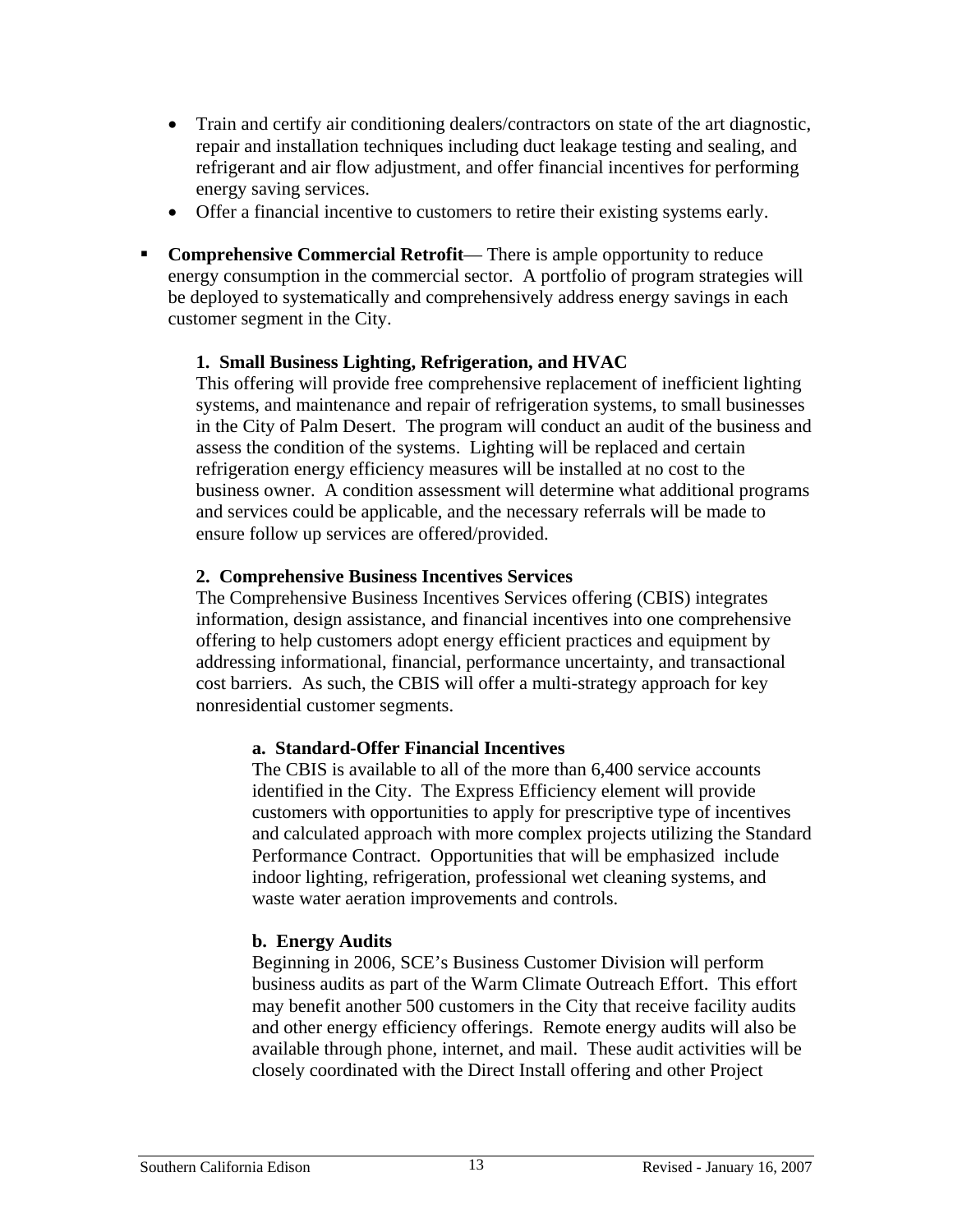- Train and certify air conditioning dealers/contractors on state of the art diagnostic, repair and installation techniques including duct leakage testing and sealing, and refrigerant and air flow adjustment, and offer financial incentives for performing energy saving services.
- Offer a financial incentive to customers to retire their existing systems early.

- **Comprehensive Commercial Retrofit**— There is ample opportunity to reduce energy consumption in the commercial sector. A portfolio of program strategies will be deployed to systematically and comprehensively address energy savings in each customer segment in the City.

  **1. Small Business Lighting, Refrigeration, and HVAC**
  This offering will provide free comprehensive replacement of inefficient lighting systems, and maintenance and repair of refrigeration systems, to small businesses in the City of Palm Desert. The program will conduct an audit of the business and assess the condition of the systems. Lighting will be replaced and certain refrigeration energy efficiency measures will be installed at no cost to the business owner. A condition assessment will determine what additional programs and services could be applicable, and the necessary referrals will be made to ensure follow up services are offered/provided.

  **2. Comprehensive Business Incentives Services**
  The Comprehensive Business Incentives Services offering (CBIS) integrates information, design assistance, and financial incentives into one comprehensive offering to help customers adopt energy efficient practices and equipment by addressing informational, financial, performance uncertainty, and transactional cost barriers. As such, the CBIS will offer a multi-strategy approach for key nonresidential customer segments.

  **a. Standard-Offer Financial Incentives**
  The CBIS is available to all of the more than 6,400 service accounts identified in the City. The Express Efficiency element will provide customers with opportunities to apply for prescriptive type of incentives and calculated approach with more complex projects utilizing the Standard Performance Contract. Opportunities that will be emphasized include indoor lighting, refrigeration, professional wet cleaning systems, and waste water aeration improvements and controls.

  **b. Energy Audits**
  Beginning in 2006, SCE's Business Customer Division will perform business audits as part of the Warm Climate Outreach Effort. This effort may benefit another 500 customers in the City that receive facility audits and other energy efficiency offerings. Remote energy audits will also be available through phone, internet, and mail. These audit activities will be closely coordinated with the Direct Install offering and other Project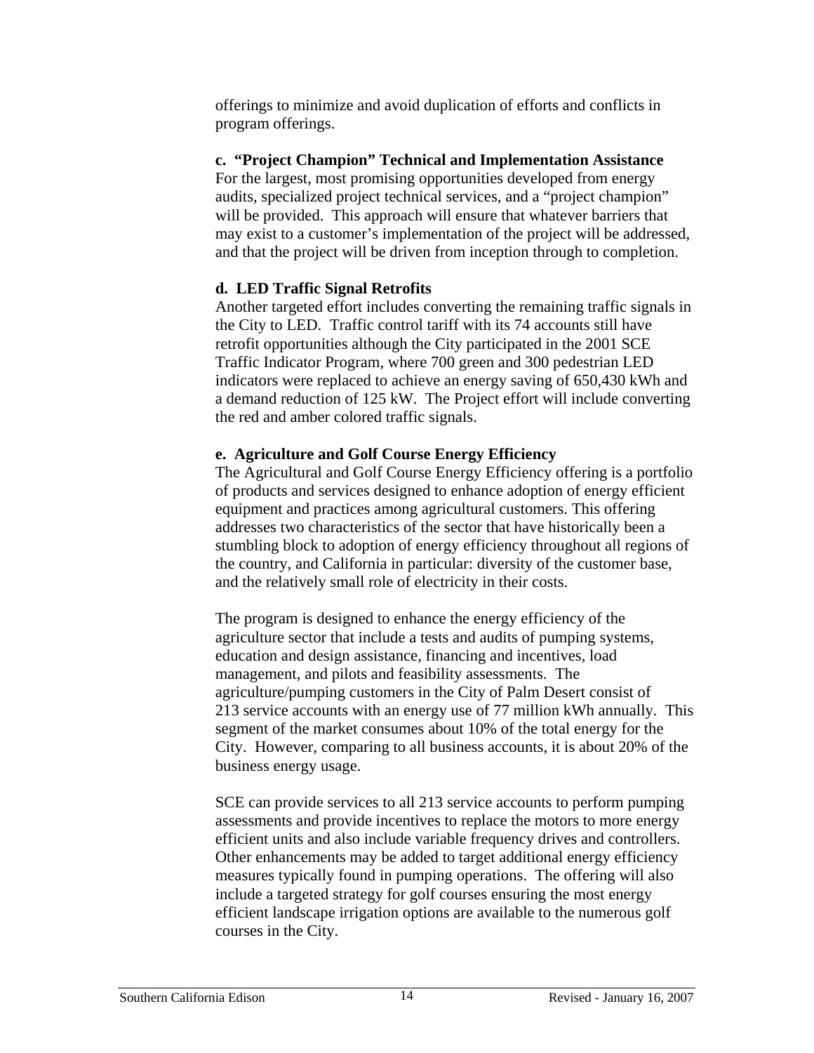offerings to minimize and avoid duplication of efforts and conflicts in program offerings.

**c. "Project Champion" Technical and Implementation Assistance**
For the largest, most promising opportunities developed from energy audits, specialized project technical services, and a "project champion" will be provided. This approach will ensure that whatever barriers that may exist to a customer's implementation of the project will be addressed, and that the project will be driven from inception through to completion.

**d. LED Traffic Signal Retrofits**
Another targeted effort includes converting the remaining traffic signals in the City to LED. Traffic control tariff with its 74 accounts still have retrofit opportunities although the City participated in the 2001 SCE Traffic Indicator Program, where 700 green and 300 pedestrian LED indicators were replaced to achieve an energy saving of 650,430 kWh and a demand reduction of 125 kW. The Project effort will include converting the red and amber colored traffic signals.

**e. Agriculture and Golf Course Energy Efficiency**
The Agricultural and Golf Course Energy Efficiency offering is a portfolio of products and services designed to enhance adoption of energy efficient equipment and practices among agricultural customers. This offering addresses two characteristics of the sector that have historically been a stumbling block to adoption of energy efficiency throughout all regions of the country, and California in particular: diversity of the customer base, and the relatively small role of electricity in their costs.

The program is designed to enhance the energy efficiency of the agriculture sector that include a tests and audits of pumping systems, education and design assistance, financing and incentives, load management, and pilots and feasibility assessments. The agriculture/pumping customers in the City of Palm Desert consist of 213 service accounts with an energy use of 77 million kWh annually. This segment of the market consumes about 10% of the total energy for the City. However, comparing to all business accounts, it is about 20% of the business energy usage.

SCE can provide services to all 213 service accounts to perform pumping assessments and provide incentives to replace the motors to more energy efficient units and also include variable frequency drives and controllers. Other enhancements may be added to target additional energy efficiency measures typically found in pumping operations. The offering will also include a targeted strategy for golf courses ensuring the most energy efficient landscape irrigation options are available to the numerous golf courses in the City.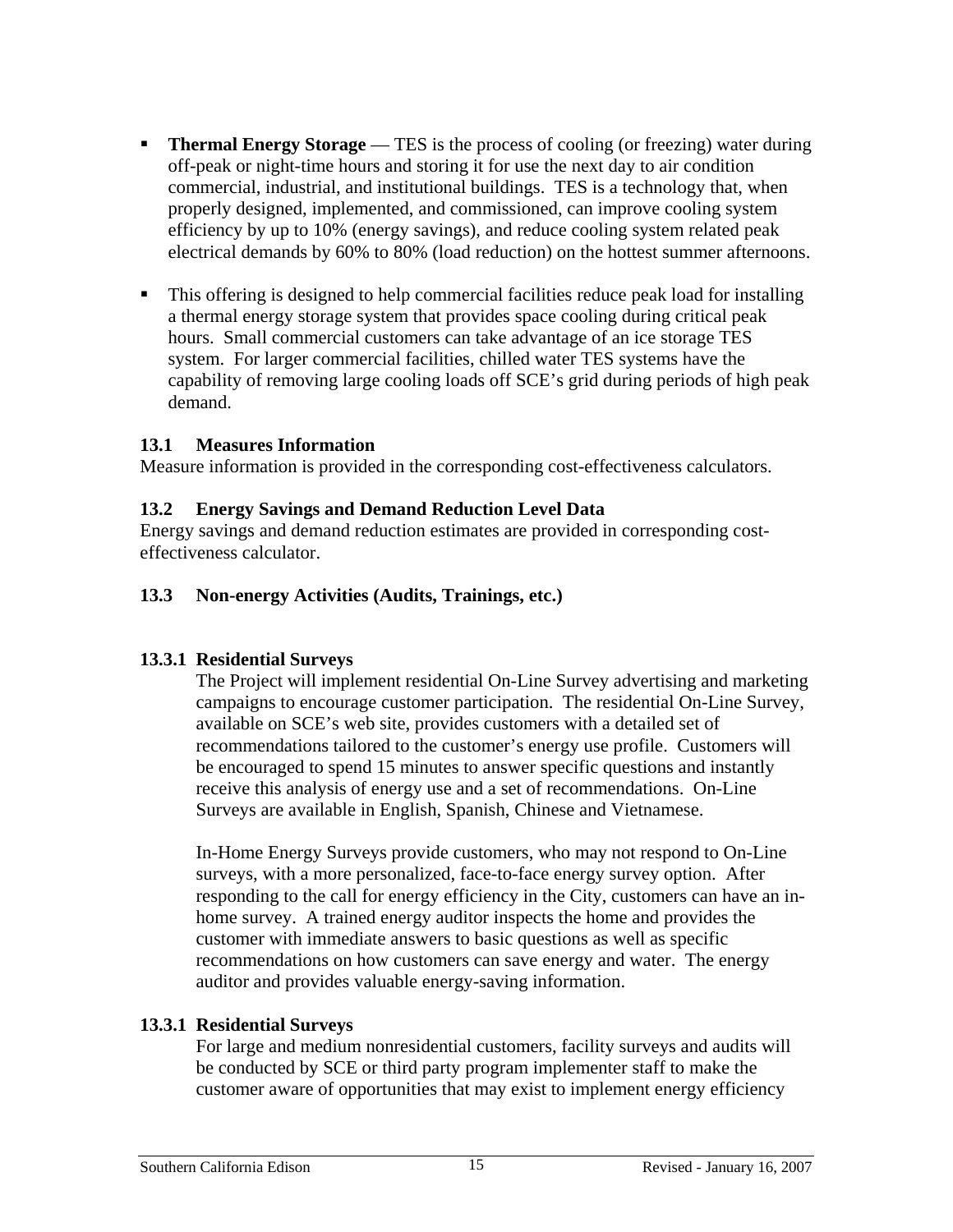- **Thermal Energy Storage** — TES is the process of cooling (or freezing) water during off-peak or night-time hours and storing it for use the next day to air condition commercial, industrial, and institutional buildings. TES is a technology that, when properly designed, implemented, and commissioned, can improve cooling system efficiency by up to 10% (energy savings), and reduce cooling system related peak electrical demands by 60% to 80% (load reduction) on the hottest summer afternoons.

- This offering is designed to help commercial facilities reduce peak load for installing a thermal energy storage system that provides space cooling during critical peak hours. Small commercial customers can take advantage of an ice storage TES system. For larger commercial facilities, chilled water TES systems have the capability of removing large cooling loads off SCE's grid during periods of high peak demand.

### 13.1 Measures Information

Measure information is provided in the corresponding cost-effectiveness calculators.

### 13.2 Energy Savings and Demand Reduction Level Data

Energy savings and demand reduction estimates are provided in corresponding cost-effectiveness calculator.

### 13.3 Non-energy Activities (Audits, Trainings, etc.)

#### 13.3.1 Residential Surveys

The Project will implement residential On-Line Survey advertising and marketing campaigns to encourage customer participation. The residential On-Line Survey, available on SCE's web site, provides customers with a detailed set of recommendations tailored to the customer's energy use profile. Customers will be encouraged to spend 15 minutes to answer specific questions and instantly receive this analysis of energy use and a set of recommendations. On-Line Surveys are available in English, Spanish, Chinese and Vietnamese.

In-Home Energy Surveys provide customers, who may not respond to On-Line surveys, with a more personalized, face-to-face energy survey option. After responding to the call for energy efficiency in the City, customers can have an in-home survey. A trained energy auditor inspects the home and provides the customer with immediate answers to basic questions as well as specific recommendations on how customers can save energy and water. The energy auditor and provides valuable energy-saving information.

#### 13.3.1 Residential Surveys

For large and medium nonresidential customers, facility surveys and audits will be conducted by SCE or third party program implementer staff to make the customer aware of opportunities that may exist to implement energy efficiency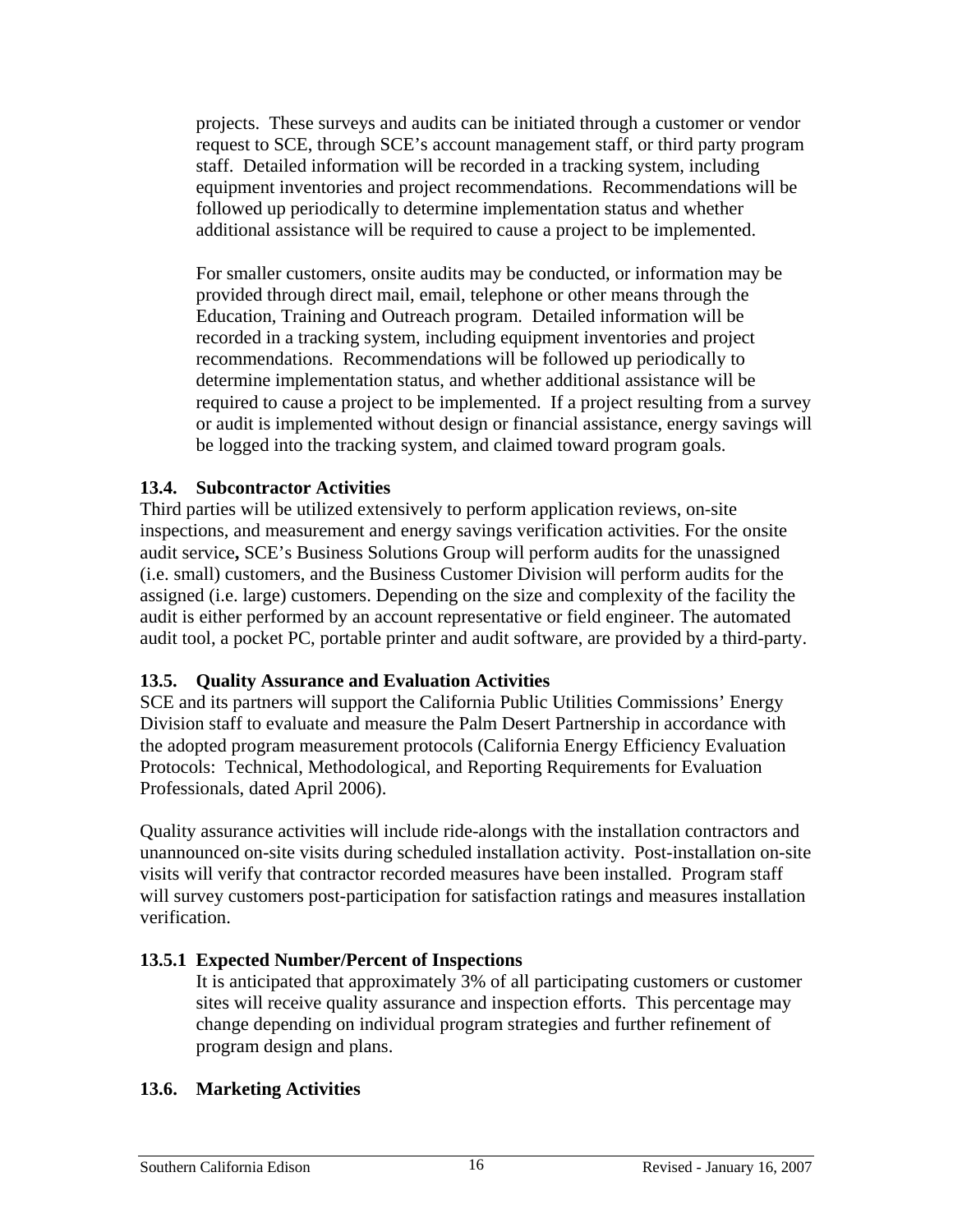projects. These surveys and audits can be initiated through a customer or vendor request to SCE, through SCE's account management staff, or third party program staff. Detailed information will be recorded in a tracking system, including equipment inventories and project recommendations. Recommendations will be followed up periodically to determine implementation status and whether additional assistance will be required to cause a project to be implemented.

For smaller customers, onsite audits may be conducted, or information may be provided through direct mail, email, telephone or other means through the Education, Training and Outreach program. Detailed information will be recorded in a tracking system, including equipment inventories and project recommendations. Recommendations will be followed up periodically to determine implementation status, and whether additional assistance will be required to cause a project to be implemented. If a project resulting from a survey or audit is implemented without design or financial assistance, energy savings will be logged into the tracking system, and claimed toward program goals.

### 13.4. Subcontractor Activities

Third parties will be utilized extensively to perform application reviews, on-site inspections, and measurement and energy savings verification activities. For the onsite audit service**,** SCE's Business Solutions Group will perform audits for the unassigned (i.e. small) customers, and the Business Customer Division will perform audits for the assigned (i.e. large) customers. Depending on the size and complexity of the facility the audit is either performed by an account representative or field engineer. The automated audit tool, a pocket PC, portable printer and audit software, are provided by a third-party.

### 13.5. Quality Assurance and Evaluation Activities

SCE and its partners will support the California Public Utilities Commissions' Energy Division staff to evaluate and measure the Palm Desert Partnership in accordance with the adopted program measurement protocols (California Energy Efficiency Evaluation Protocols: Technical, Methodological, and Reporting Requirements for Evaluation Professionals, dated April 2006).

Quality assurance activities will include ride-alongs with the installation contractors and unannounced on-site visits during scheduled installation activity. Post-installation on-site visits will verify that contractor recorded measures have been installed. Program staff will survey customers post-participation for satisfaction ratings and measures installation verification.

#### 13.5.1 Expected Number/Percent of Inspections

It is anticipated that approximately 3% of all participating customers or customer sites will receive quality assurance and inspection efforts. This percentage may change depending on individual program strategies and further refinement of program design and plans.

### 13.6. Marketing Activities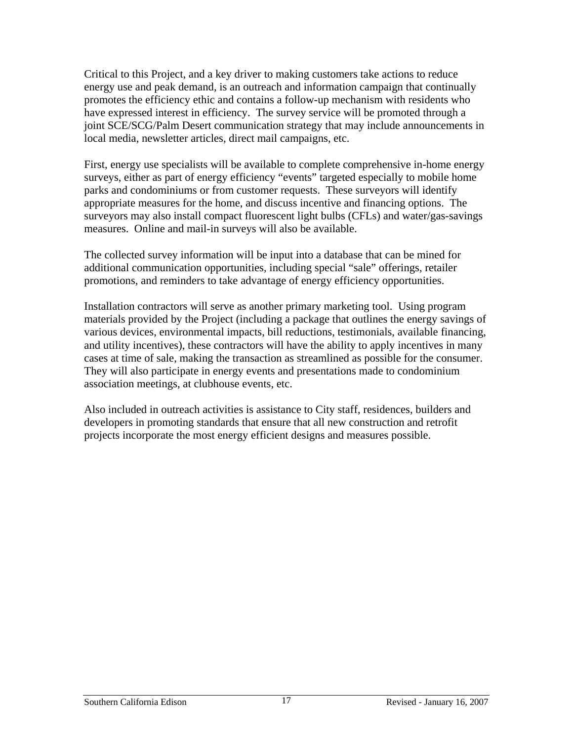Critical to this Project, and a key driver to making customers take actions to reduce energy use and peak demand, is an outreach and information campaign that continually promotes the efficiency ethic and contains a follow-up mechanism with residents who have expressed interest in efficiency. The survey service will be promoted through a joint SCE/SCG/Palm Desert communication strategy that may include announcements in local media, newsletter articles, direct mail campaigns, etc.

First, energy use specialists will be available to complete comprehensive in-home energy surveys, either as part of energy efficiency "events" targeted especially to mobile home parks and condominiums or from customer requests. These surveyors will identify appropriate measures for the home, and discuss incentive and financing options. The surveyors may also install compact fluorescent light bulbs (CFLs) and water/gas-savings measures. Online and mail-in surveys will also be available.

The collected survey information will be input into a database that can be mined for additional communication opportunities, including special "sale" offerings, retailer promotions, and reminders to take advantage of energy efficiency opportunities.

Installation contractors will serve as another primary marketing tool. Using program materials provided by the Project (including a package that outlines the energy savings of various devices, environmental impacts, bill reductions, testimonials, available financing, and utility incentives), these contractors will have the ability to apply incentives in many cases at time of sale, making the transaction as streamlined as possible for the consumer. They will also participate in energy events and presentations made to condominium association meetings, at clubhouse events, etc.

Also included in outreach activities is assistance to City staff, residences, builders and developers in promoting standards that ensure that all new construction and retrofit projects incorporate the most energy efficient designs and measures possible.